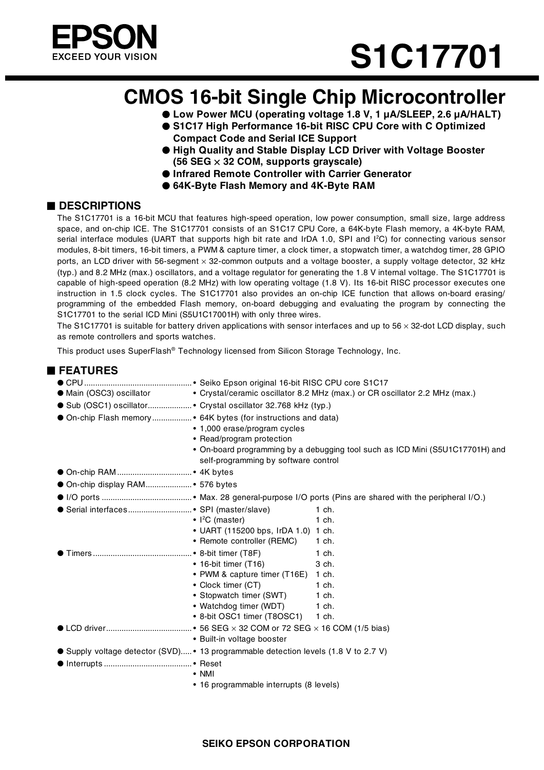# S1C17701

## CMOS 16-bit Single Chip Microcontroller

- **Low Power MCU (operating voltage 1.8 V, 1 µA/SLEEP, 2.6 µA/HALT)**
- **S1C17 High Performance 16-bit RISC CPU Core with C Optimized Compact Code and Serial ICE Support**
- **High Quality and Stable Display LCD Driver with Voltage Booster (56 SEG × 32 COM, supports grayscale)**
- **Infrared Remote Controller with Carrier Generator**
- **64K-Byte Flash Memory and 4K-Byte RAM**

## ■ DESCRIPTIONS

The S1C17701 is a 16-bit MCU that features high-speed operation, low power consumption, small size, large address space, and on-chip ICE. The S1C17701 consists of an S1C17 CPU Core, a 64K-byte Flash memory, a 4K-byte RAM, serial interface modules (UART that supports high bit rate and IrDA 1.0, SPI and I²C) for connecting various sensor modules, 8-bit timers, 16-bit timers, a PWM & capture timer, a clock timer, a stopwatch timer, a watchdog timer, 28 GPIO ports, an LCD driver with 56-segment × 32-common outputs and a voltage booster, a supply voltage detector, 32 kHz (typ.) and 8.2 MHz (max.) oscillators, and a voltage regulator for generating the 1.8 V internal voltage. The S1C17701 is capable of high-speed operation (8.2 MHz) with low operating voltage (1.8 V). Its 16-bit RISC processor executes one instruction in 1.5 clock cycles. The S1C17701 also provides an on-chip ICE function that allows on-board erasing/programming of the embedded Flash memory, on-board debugging and evaluating the program by connecting the S1C17701 to the serial ICD Mini (S5U1C17001H) with only three wires.

The S1C17701 is suitable for battery driven applications with sensor interfaces and up to 56 × 32-dot LCD display, such as remote controllers and sports watches.

This product uses SuperFlash® Technology licensed from Silicon Storage Technology, Inc.

## ■ FEATURES

- CPU ............ • Seiko Epson original 16-bit RISC CPU core S1C17
- Main (OSC3) oscillator • Crystal/ceramic oscillator 8.2 MHz (max.) or CR oscillator 2.2 MHz (max.)
- Sub (OSC1) oscillator ............ • Crystal oscillator 32.768 kHz (typ.)
- On-chip Flash memory ............
  - 64K bytes (for instructions and data)
  - 1,000 erase/program cycles
  - Read/program protection
  - On-board programming by a debugging tool such as ICD Mini (S5U1C17701H) and self-programming by software control
- On-chip RAM ............ • 4K bytes
- On-chip display RAM ............ • 576 bytes
- I/O ports ............ • Max. 28 general-purpose I/O ports (Pins are shared with the peripheral I/O.)
- Serial interfaces ............
  - SPI (master/slave) 1 ch.
  - I²C (master) 1 ch.
  - UART (115200 bps, IrDA 1.0) 1 ch.
  - Remote controller (REMC) 1 ch.
- Timers ............
  - 8-bit timer (T8F) 1 ch.
  - 16-bit timer (T16) 3 ch.
  - PWM & capture timer (T16E) 1 ch.
  - Clock timer (CT) 1 ch.
  - Stopwatch timer (SWT) 1 ch.
  - Watchdog timer (WDT) 1 ch.
  - 8-bit OSC1 timer (T8OSC1) 1 ch.
- LCD driver ............
  - 56 SEG × 32 COM or 72 SEG × 16 COM (1/5 bias)
  - Built-in voltage booster
- Supply voltage detector (SVD) ............ • 13 programmable detection levels (1.8 V to 2.7 V)
- Interrupts ............
  - Reset
  - NMI
  - 16 programmable interrupts (8 levels)

**SEIKO EPSON CORPORATION**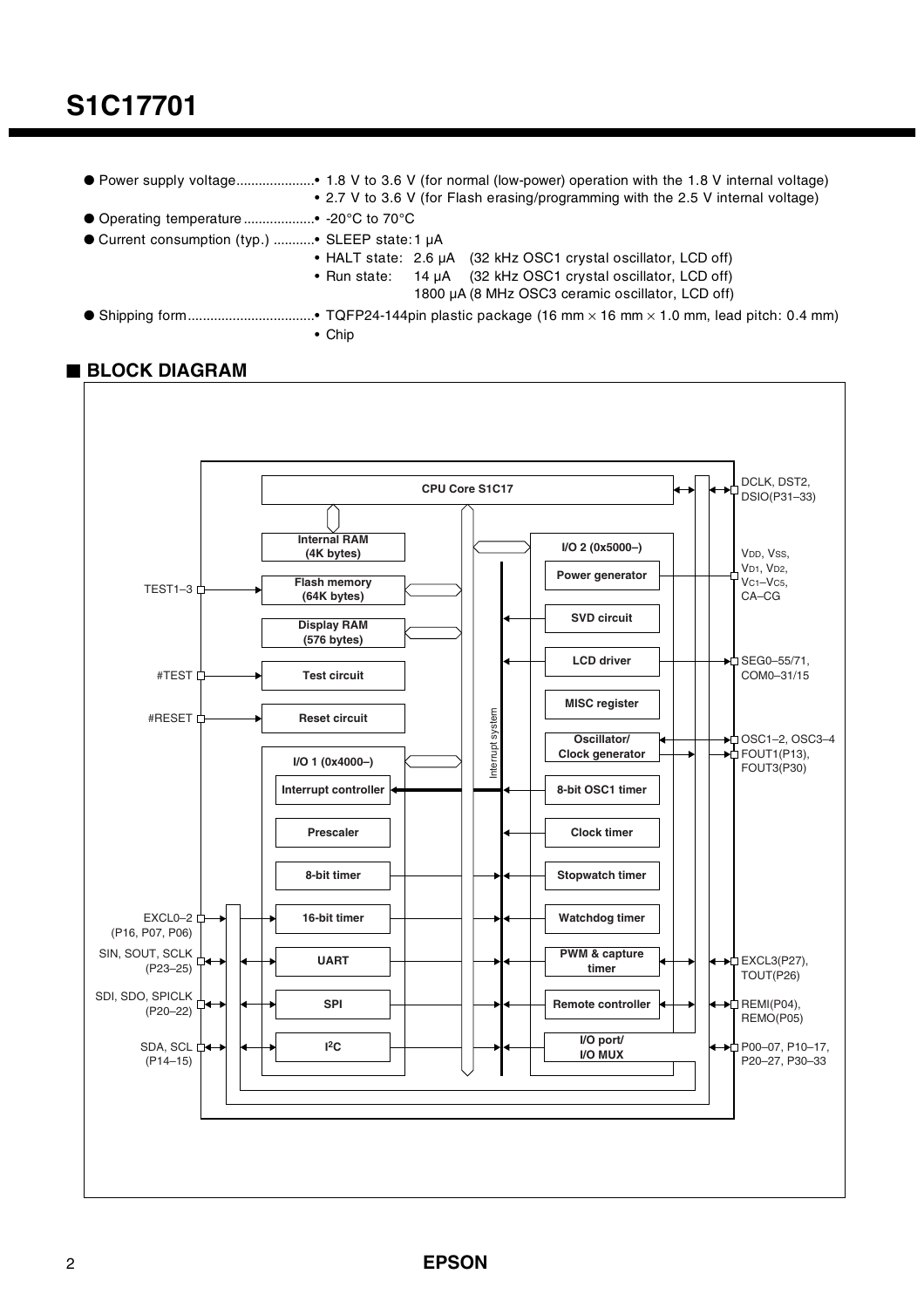- **Power supply voltage**
  - 1.8 V to 3.6 V (for normal (low-power) operation with the 1.8 V internal voltage)
  - 2.7 V to 3.6 V (for Flash erasing/programming with the 2.5 V internal voltage)
- **Operating temperature**
  - -20°C to 70°C
- **Current consumption (typ.)**
  - SLEEP state: 1 μA
  - HALT state: 2.6 μA (32 kHz OSC1 crystal oscillator, LCD off)
  - Run state: 14 μA (32 kHz OSC1 crystal oscillator, LCD off); 1800 μA (8 MHz OSC3 ceramic oscillator, LCD off)
- **Shipping form**
  - TQFP24-144pin plastic package (16 mm × 16 mm × 1.0 mm, lead pitch: 0.4 mm)
  - Chip

## ■ BLOCK DIAGRAM

CPU Core S1C17

Internal RAM (4K bytes)

Flash memory (64K bytes)

Display RAM (576 bytes)

Test circuit

Reset circuit

I/O 1 (0x4000–)

Interrupt controller

Prescaler

8-bit timer

16-bit timer

UART

SPI

I2C

Interrupt system

I/O 2 (0x5000–)

Power generator

SVD circuit

LCD driver

MISC register

Oscillator/ Clock generator

8-bit OSC1 timer

Clock timer

Stopwatch timer

Watchdog timer

PWM & capture timer

Remote controller

I/O port/ I/O MUX

TEST1–3

#TEST

#RESET

EXCL0–2 (P16, P07, P06)

SIN, SOUT, SCLK (P23–25)

SDI, SDO, SPICLK (P20–22)

SDA, SCL (P14–15)

DCLK, DST2, DSIO(P31–33)

VDD, VSS, VD1, VD2, VC1–VC5, CA–CG

SEG0–55/71, COM0–31/15

OSC1–2, OSC3–4

FOUT1(P13), FOUT3(P30)

EXCL3(P27), TOUT(P26)

REMI(P04), REMO(P05)

P00–07, P10–17, P20–27, P30–33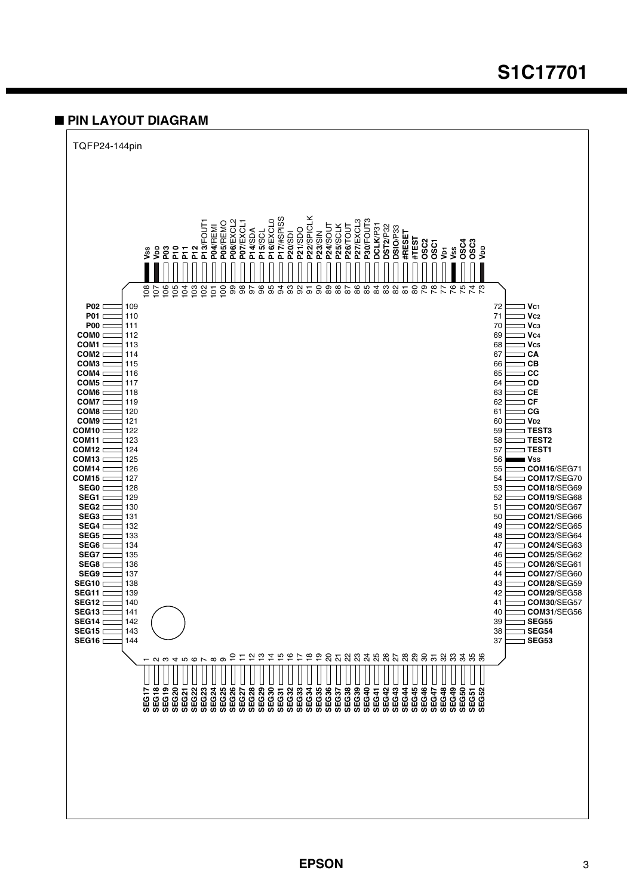## ■ PIN LAYOUT DIAGRAM

TQFP24-144pin

| Pin | Name | Pin | Name | Pin | Name | Pin | Name |
|---|---|---|---|---|---|---|---|
| 1 | SEG17 | 37 | SEG53 | 73 | VDD | 109 | P02 |
| 2 | SEG18 | 38 | SEG54 | 74 | OSC3 | 110 | P01 |
| 3 | SEG19 | 39 | SEG55 | 75 | OSC4 | 111 | P00 |
| 4 | SEG20 | 40 | COM31/SEG56 | 76 | VSS | 112 | COM0 |
| 5 | SEG21 | 41 | COM30/SEG57 | 77 | VD1 | 113 | COM1 |
| 6 | SEG22 | 42 | COM29/SEG58 | 78 | OSC1 | 114 | COM2 |
| 7 | SEG23 | 43 | COM28/SEG59 | 79 | OSC2 | 115 | COM3 |
| 8 | SEG24 | 44 | COM27/SEG60 | 80 | #TEST | 116 | COM4 |
| 9 | SEG25 | 45 | COM26/SEG61 | 81 | #RESET | 117 | COM5 |
| 10 | SEG26 | 46 | COM25/SEG62 | 82 | DSIO/P33 | 118 | COM6 |
| 11 | SEG27 | 47 | COM24/SEG63 | 83 | DST2/P32 | 119 | COM7 |
| 12 | SEG28 | 48 | COM23/SEG64 | 84 | DCLK/P31 | 120 | COM8 |
| 13 | SEG29 | 49 | COM22/SEG65 | 85 | P30/FOUT3 | 121 | COM9 |
| 14 | SEG30 | 50 | COM21/SEG66 | 86 | P27/EXCL3 | 122 | COM10 |
| 15 | SEG31 | 51 | COM20/SEG67 | 87 | P26/TOUT | 123 | COM11 |
| 16 | SEG32 | 52 | COM19/SEG68 | 88 | P25/SCLK | 124 | COM12 |
| 17 | SEG33 | 53 | COM18/SEG69 | 89 | P24/SOUT | 125 | COM13 |
| 18 | SEG34 | 54 | COM17/SEG70 | 90 | P23/SIN | 126 | COM14 |
| 19 | SEG35 | 55 | COM16/SEG71 | 91 | P22/SPICLK | 127 | COM15 |
| 20 | SEG36 | 56 | VSS | 92 | P21/SDO | 128 | SEG0 |
| 21 | SEG37 | 57 | TEST1 | 93 | P20/SDI | 129 | SEG1 |
| 22 | SEG38 | 58 | TEST2 | 94 | P17/#SPISS | 130 | SEG2 |
| 23 | SEG39 | 59 | TEST3 | 95 | P16/EXCL0 | 131 | SEG3 |
| 24 | SEG40 | 60 | VD2 | 96 | P15/SCL | 132 | SEG4 |
| 25 | SEG41 | 61 | CG | 97 | P14/SDA | 133 | SEG5 |
| 26 | SEG42 | 62 | CF | 98 | P07/EXCL1 | 134 | SEG6 |
| 27 | SEG43 | 63 | CE | 99 | P06/EXCL2 | 135 | SEG7 |
| 28 | SEG44 | 64 | CD | 100 | P05/REMO | 136 | SEG8 |
| 29 | SEG45 | 65 | CC | 101 | P04/REMI | 137 | SEG9 |
| 30 | SEG46 | 66 | CB | 102 | P13/FOUT1 | 138 | SEG10 |
| 31 | SEG47 | 67 | CA | 103 | P12 | 139 | SEG11 |
| 32 | SEG48 | 68 | VC5 | 104 | P11 | 140 | SEG12 |
| 33 | SEG49 | 69 | VC4 | 105 | P10 | 141 | SEG13 |
| 34 | SEG50 | 70 | VC3 | 106 | P03 | 142 | SEG14 |
| 35 | SEG51 | 71 | VC2 | 107 | VDD | 143 | SEG15 |
| 36 | SEG52 | 72 | VC1 | 108 | VSS | 144 | SEG16 |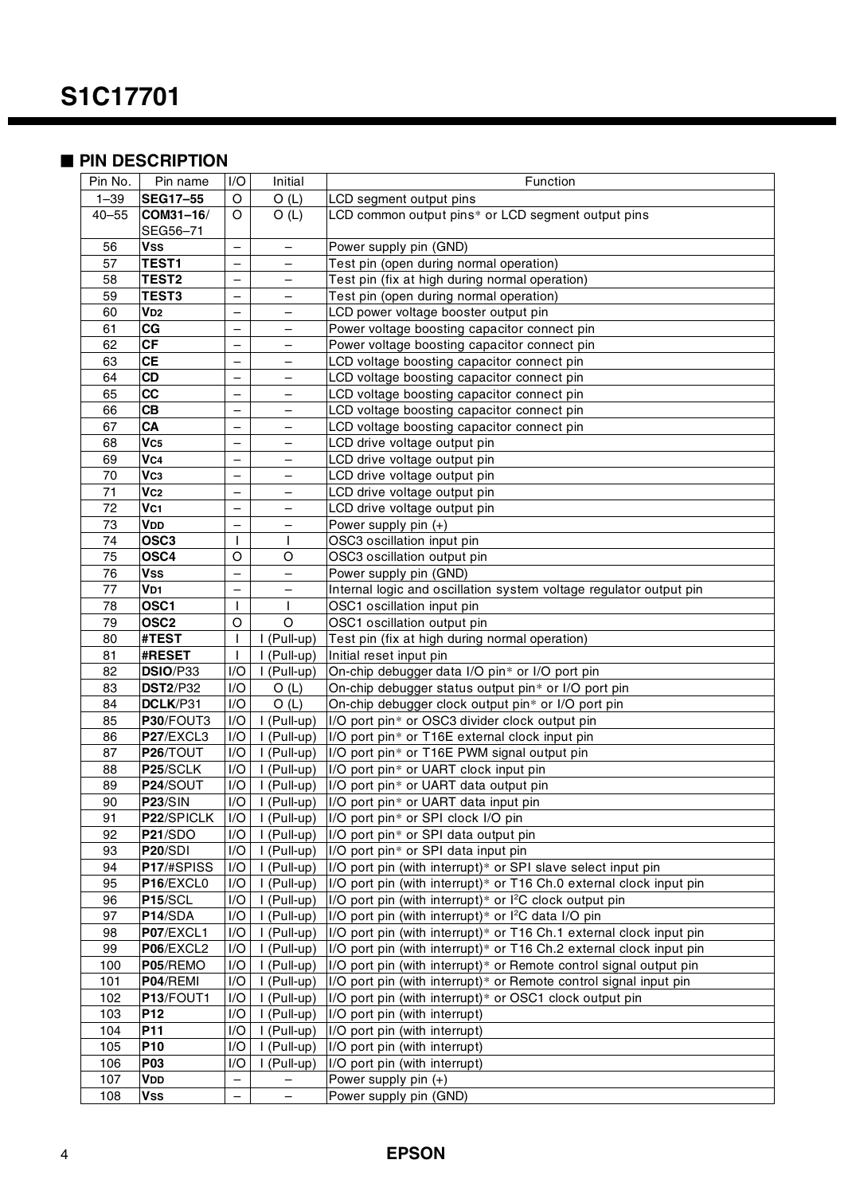## ■ PIN DESCRIPTION

| Pin No. | Pin name | I/O | Initial | Function |
|---|---|---|---|---|
| 1–39 | **SEG17–55** | O | O (L) | LCD segment output pins |
| 40–55 | **COM31–16**/ SEG56–71 | O | O (L) | LCD common output pins* or LCD segment output pins |
| 56 | **VSS** | – | – | Power supply pin (GND) |
| 57 | **TEST1** | – | – | Test pin (open during normal operation) |
| 58 | **TEST2** | – | – | Test pin (fix at high during normal operation) |
| 59 | **TEST3** | – | – | Test pin (open during normal operation) |
| 60 | **VD2** | – | – | LCD power voltage booster output pin |
| 61 | **CG** | – | – | Power voltage boosting capacitor connect pin |
| 62 | **CF** | – | – | Power voltage boosting capacitor connect pin |
| 63 | **CE** | – | – | LCD voltage boosting capacitor connect pin |
| 64 | **CD** | – | – | LCD voltage boosting capacitor connect pin |
| 65 | **CC** | – | – | LCD voltage boosting capacitor connect pin |
| 66 | **CB** | – | – | LCD voltage boosting capacitor connect pin |
| 67 | **CA** | – | – | LCD voltage boosting capacitor connect pin |
| 68 | **VC5** | – | – | LCD drive voltage output pin |
| 69 | **VC4** | – | – | LCD drive voltage output pin |
| 70 | **VC3** | – | – | LCD drive voltage output pin |
| 71 | **VC2** | – | – | LCD drive voltage output pin |
| 72 | **VC1** | – | – | LCD drive voltage output pin |
| 73 | **VDD** | – | – | Power supply pin (+) |
| 74 | **OSC3** | I | I | OSC3 oscillation input pin |
| 75 | **OSC4** | O | O | OSC3 oscillation output pin |
| 76 | **VSS** | – | – | Power supply pin (GND) |
| 77 | **VD1** | – | – | Internal logic and oscillation system voltage regulator output pin |
| 78 | **OSC1** | I | I | OSC1 oscillation input pin |
| 79 | **OSC2** | O | O | OSC1 oscillation output pin |
| 80 | **#TEST** | I | I (Pull-up) | Test pin (fix at high during normal operation) |
| 81 | **#RESET** | I | I (Pull-up) | Initial reset input pin |
| 82 | **DSIO**/P33 | I/O | I (Pull-up) | On-chip debugger data I/O pin* or I/O port pin |
| 83 | **DST2**/P32 | I/O | O (L) | On-chip debugger status output pin* or I/O port pin |
| 84 | **DCLK**/P31 | I/O | O (L) | On-chip debugger clock output pin* or I/O port pin |
| 85 | **P30**/FOUT3 | I/O | I (Pull-up) | I/O port pin* or OSC3 divider clock output pin |
| 86 | **P27**/EXCL3 | I/O | I (Pull-up) | I/O port pin* or T16E external clock input pin |
| 87 | **P26**/TOUT | I/O | I (Pull-up) | I/O port pin* or T16E PWM signal output pin |
| 88 | **P25**/SCLK | I/O | I (Pull-up) | I/O port pin* or UART clock input pin |
| 89 | **P24**/SOUT | I/O | I (Pull-up) | I/O port pin* or UART data output pin |
| 90 | **P23**/SIN | I/O | I (Pull-up) | I/O port pin* or UART data input pin |
| 91 | **P22**/SPICLK | I/O | I (Pull-up) | I/O port pin* or SPI clock I/O pin |
| 92 | **P21**/SDO | I/O | I (Pull-up) | I/O port pin* or SPI data output pin |
| 93 | **P20**/SDI | I/O | I (Pull-up) | I/O port pin* or SPI data input pin |
| 94 | **P17**/#SPISS | I/O | I (Pull-up) | I/O port pin (with interrupt)* or SPI slave select input pin |
| 95 | **P16**/EXCL0 | I/O | I (Pull-up) | I/O port pin (with interrupt)* or T16 Ch.0 external clock input pin |
| 96 | **P15**/SCL | I/O | I (Pull-up) | I/O port pin (with interrupt)* or I²C clock output pin |
| 97 | **P14**/SDA | I/O | I (Pull-up) | I/O port pin (with interrupt)* or I²C data I/O pin |
| 98 | **P07**/EXCL1 | I/O | I (Pull-up) | I/O port pin (with interrupt)* or T16 Ch.1 external clock input pin |
| 99 | **P06**/EXCL2 | I/O | I (Pull-up) | I/O port pin (with interrupt)* or T16 Ch.2 external clock input pin |
| 100 | **P05**/REMO | I/O | I (Pull-up) | I/O port pin (with interrupt)* or Remote control signal output pin |
| 101 | **P04**/REMI | I/O | I (Pull-up) | I/O port pin (with interrupt)* or Remote control signal input pin |
| 102 | **P13**/FOUT1 | I/O | I (Pull-up) | I/O port pin (with interrupt)* or OSC1 clock output pin |
| 103 | **P12** | I/O | I (Pull-up) | I/O port pin (with interrupt) |
| 104 | **P11** | I/O | I (Pull-up) | I/O port pin (with interrupt) |
| 105 | **P10** | I/O | I (Pull-up) | I/O port pin (with interrupt) |
| 106 | **P03** | I/O | I (Pull-up) | I/O port pin (with interrupt) |
| 107 | **VDD** | – | – | Power supply pin (+) |
| 108 | **VSS** | – | – | Power supply pin (GND) |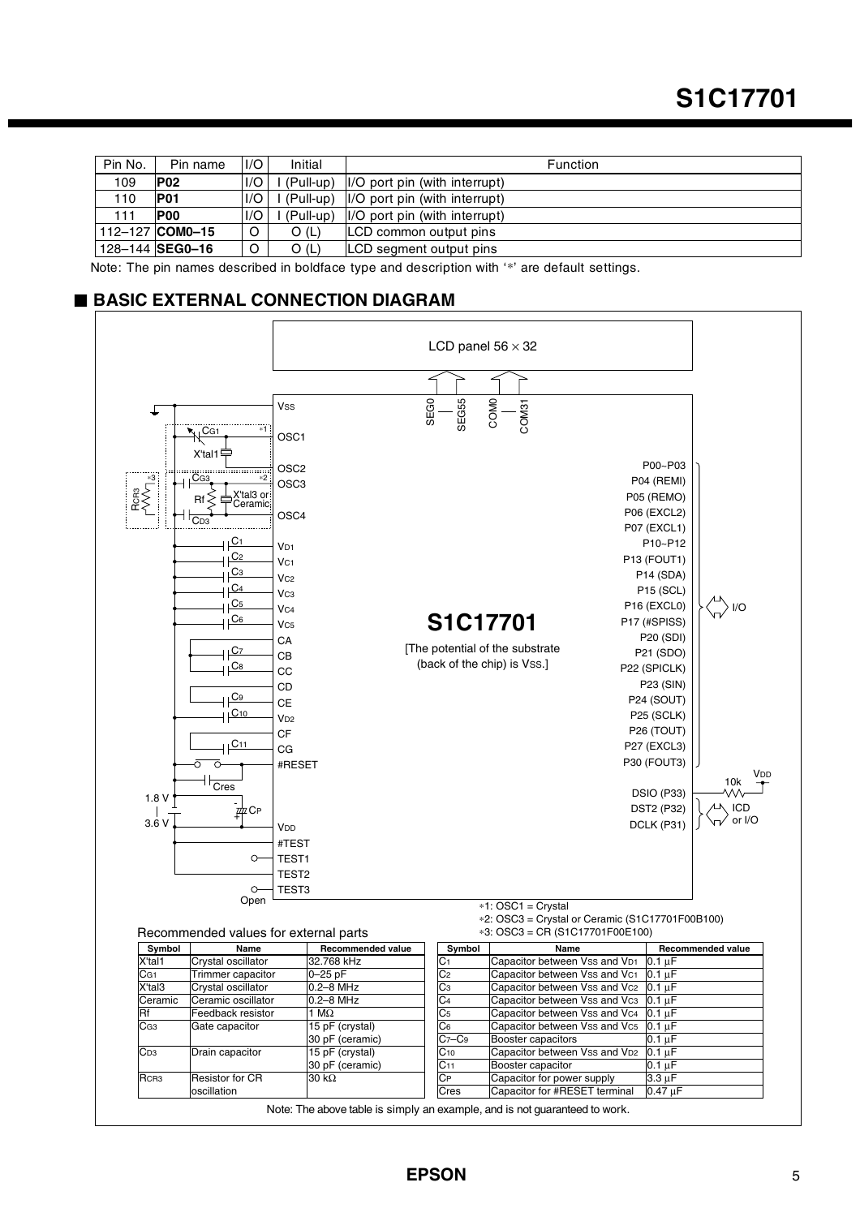| Pin No. | Pin name | I/O | Initial | Function |
|---|---|---|---|---|
| 109 | **P02** | I/O | I (Pull-up) | I/O port pin (with interrupt) |
| 110 | **P01** | I/O | I (Pull-up) | I/O port pin (with interrupt) |
| 111 | **P00** | I/O | I (Pull-up) | I/O port pin (with interrupt) |
| 112–127 | **COM0–15** | O | O (L) | LCD common output pins |
| 128–144 | **SEG0–16** | O | O (L) | LCD segment output pins |

Note: The pin names described in boldface type and description with '*' are default settings.

## ■ BASIC EXTERNAL CONNECTION DIAGRAM

LCD panel 56 × 32

SEG0 — SEG55, COM0 — COM31

S1C17701

[The potential of the substrate (back of the chip) is Vss.]

Left side pins: Vss, OSC1, OSC2, OSC3, OSC4, $V_{D1}$, $V_{C1}$, $V_{C2}$, $V_{C3}$, $V_{C4}$, $V_{C5}$, CA, CB, CC, CD, CE, $V_{D2}$, CF, CG, #RESET, $V_{DD}$, #TEST, TEST1, TEST2, TEST3

External parts: $C_{G1}$ (*1), X'tal1, $C_{G3}$ (*2), Rf, X'tal3 or Ceramic, $C_{D3}$, $R_{CR3}$ (*3), $C_1$–$C_{11}$, Cres, $C_P$, 1.8 V | 3.6 V, Open

Right side pins (I/O): P00–P03, P04 (REMI), P05 (REMO), P06 (EXCL2), P07 (EXCL1), P10–P12, P13 (FOUT1), P14 (SDA), P15 (SCL), P16 (EXCL0), P17 (#SPISS), P20 (SDI), P21 (SDO), P22 (SPICLK), P23 (SIN), P24 (SOUT), P25 (SCLK), P26 (TOUT), P27 (EXCL3), P30 (FOUT3)

ICD or I/O: DSIO (P33), DST2 (P32), DCLK (P31); 10k to $V_{DD}$

*1: OSC1 = Crystal
*2: OSC3 = Crystal or Ceramic (S1C17701F00B100)
*3: OSC3 = CR (S1C17701F00E100)

Recommended values for external parts

| Symbol | Name | Recommended value |
|---|---|---|
| X'tal1 | Crystal oscillator | 32.768 kHz |
| $C_{G1}$ | Trimmer capacitor | 0–25 pF |
| X'tal3 | Crystal oscillator | 0.2–8 MHz |
| Ceramic | Ceramic oscillator | 0.2–8 MHz |
| Rf | Feedback resistor | 1 MΩ |
| $C_{G3}$ | Gate capacitor | 15 pF (crystal)<br>30 pF (ceramic) |
| $C_{D3}$ | Drain capacitor | 15 pF (crystal)<br>30 pF (ceramic) |
| $R_{CR3}$ | Resistor for CR oscillation | 30 kΩ |

| Symbol | Name | Recommended value |
|---|---|---|
| $C_1$ | Capacitor between Vss and $V_{D1}$ | 0.1 µF |
| $C_2$ | Capacitor between Vss and $V_{C1}$ | 0.1 µF |
| $C_3$ | Capacitor between Vss and $V_{C2}$ | 0.1 µF |
| $C_4$ | Capacitor between Vss and $V_{C3}$ | 0.1 µF |
| $C_5$ | Capacitor between Vss and $V_{C4}$ | 0.1 µF |
| $C_6$ | Capacitor between Vss and $V_{C5}$ | 0.1 µF |
| $C_7$–$C_9$ | Booster capacitors | 0.1 µF |
| $C_{10}$ | Capacitor between Vss and $V_{D2}$ | 0.1 µF |
| $C_{11}$ | Booster capacitor | 0.1 µF |
| $C_P$ | Capacitor for power supply | 3.3 µF |
| Cres | Capacitor for #RESET terminal | 0.47 µF |

Note: The above table is simply an example, and is not guaranteed to work.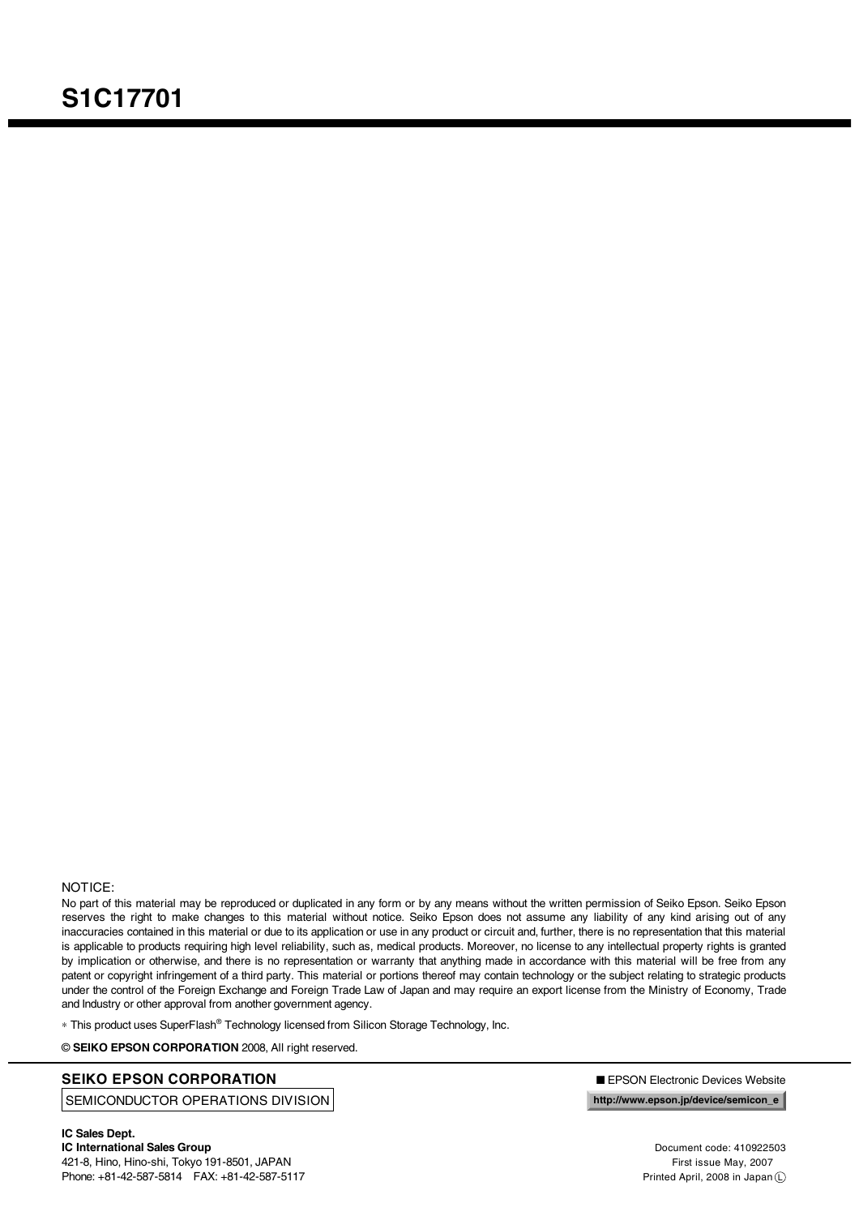# S1C17701

NOTICE:

No part of this material may be reproduced or duplicated in any form or by any means without the written permission of Seiko Epson. Seiko Epson reserves the right to make changes to this material without notice. Seiko Epson does not assume any liability of any kind arising out of any inaccuracies contained in this material or due to its application or use in any product or circuit and, further, there is no representation that this material is applicable to products requiring high level reliability, such as, medical products. Moreover, no license to any intellectual property rights is granted by implication or otherwise, and there is no representation or warranty that anything made in accordance with this material will be free from any patent or copyright infringement of a third party. This material or portions thereof may contain technology or the subject relating to strategic products under the control of the Foreign Exchange and Foreign Trade Law of Japan and may require an export license from the Ministry of Economy, Trade and Industry or other approval from another government agency.

* This product uses SuperFlash® Technology licensed from Silicon Storage Technology, Inc.

**© SEIKO EPSON CORPORATION** 2008, All right reserved.

**SEIKO EPSON CORPORATION**

SEMICONDUCTOR OPERATIONS DIVISION

■ EPSON Electronic Devices Website

**http://www.epson.jp/device/semicon_e**

**IC Sales Dept.**
**IC International Sales Group**
421-8, Hino, Hino-shi, Tokyo 191-8501, JAPAN
Phone: +81-42-587-5814 FAX: +81-42-587-5117

Document code: 410922503
First issue May, 2007
Printed April, 2008 in Japan Ⓛ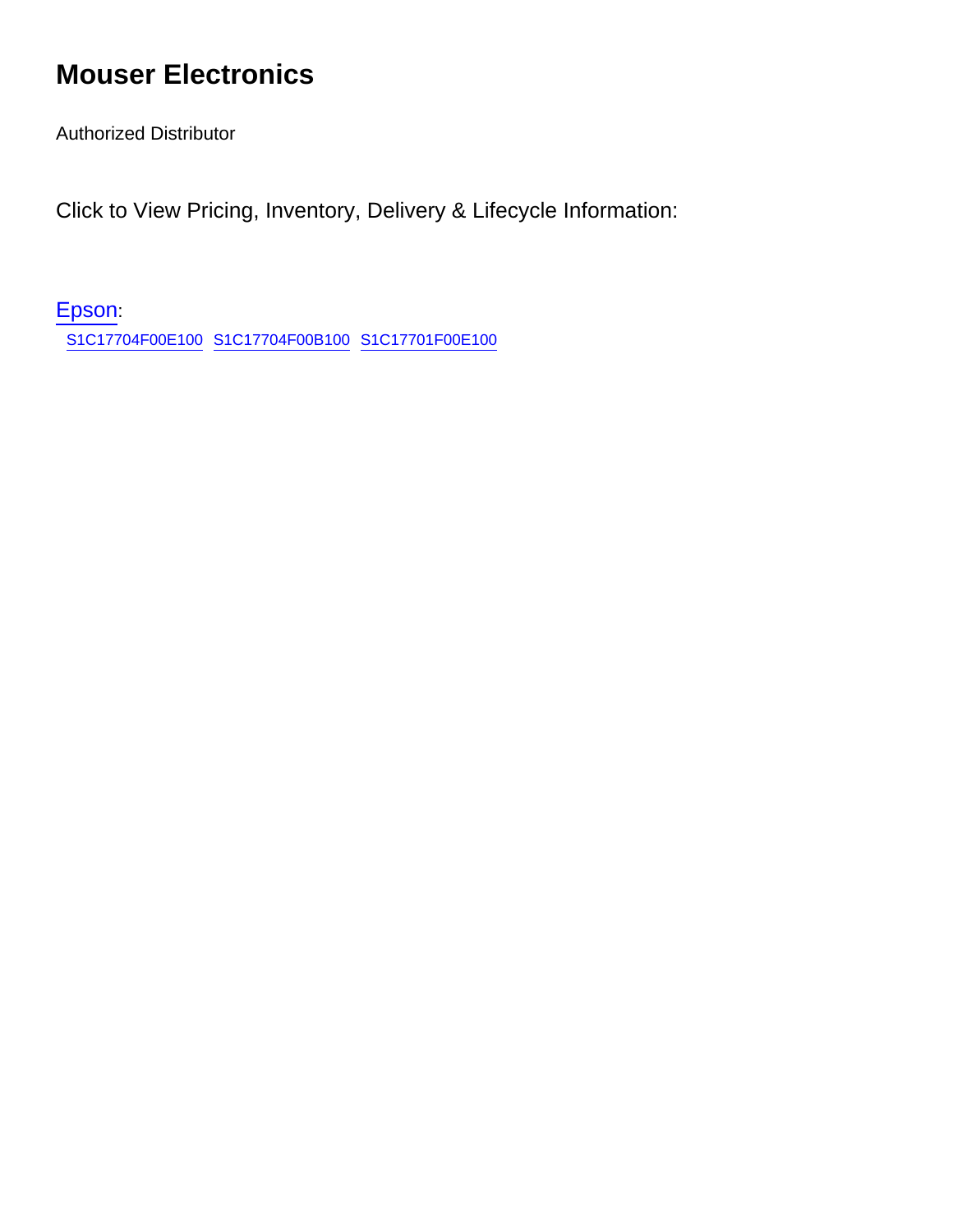# Mouser Electronics

Authorized Distributor

Click to View Pricing, Inventory, Delivery & Lifecycle Information:

Epson:

S1C17704F00E100 S1C17704F00B100 S1C17701F00E100